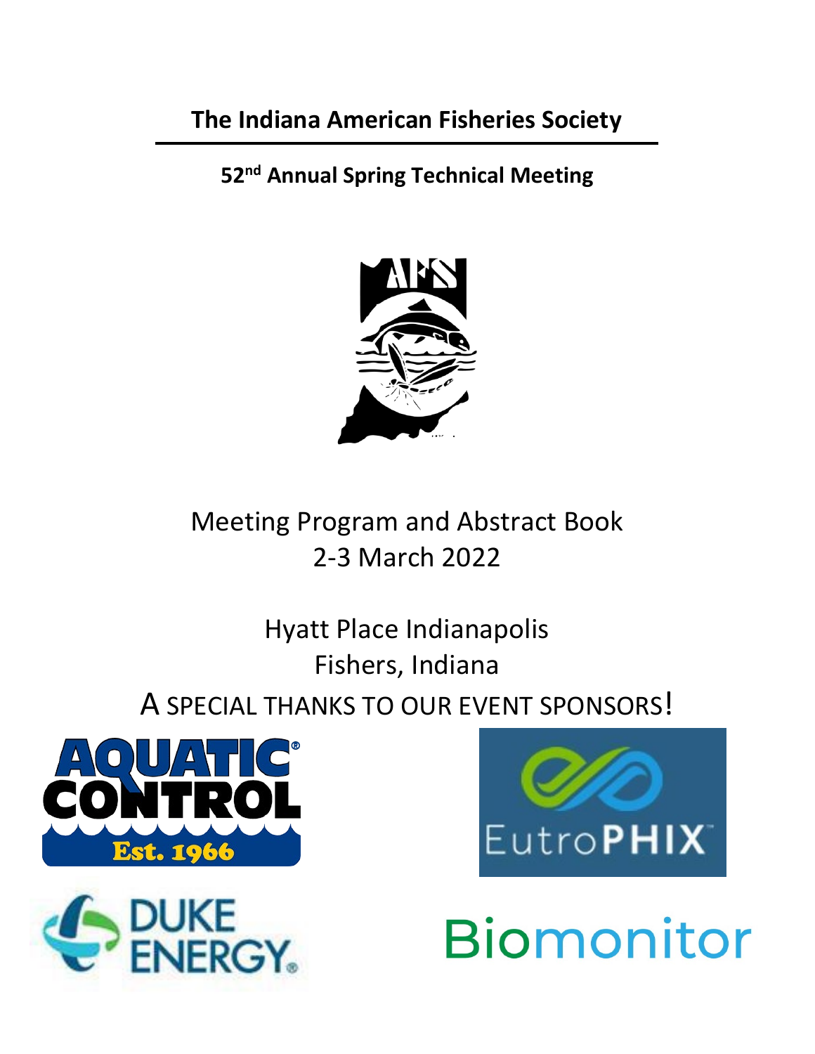# The Indiana American Fisheries Society

## 52nd Annual Spring Technical Meeting

Meeting Program and Abstract Book
2-3 March 2022

Hyatt Place Indianapolis
Fishers, Indiana

A SPECIAL THANKS TO OUR EVENT SPONSORS!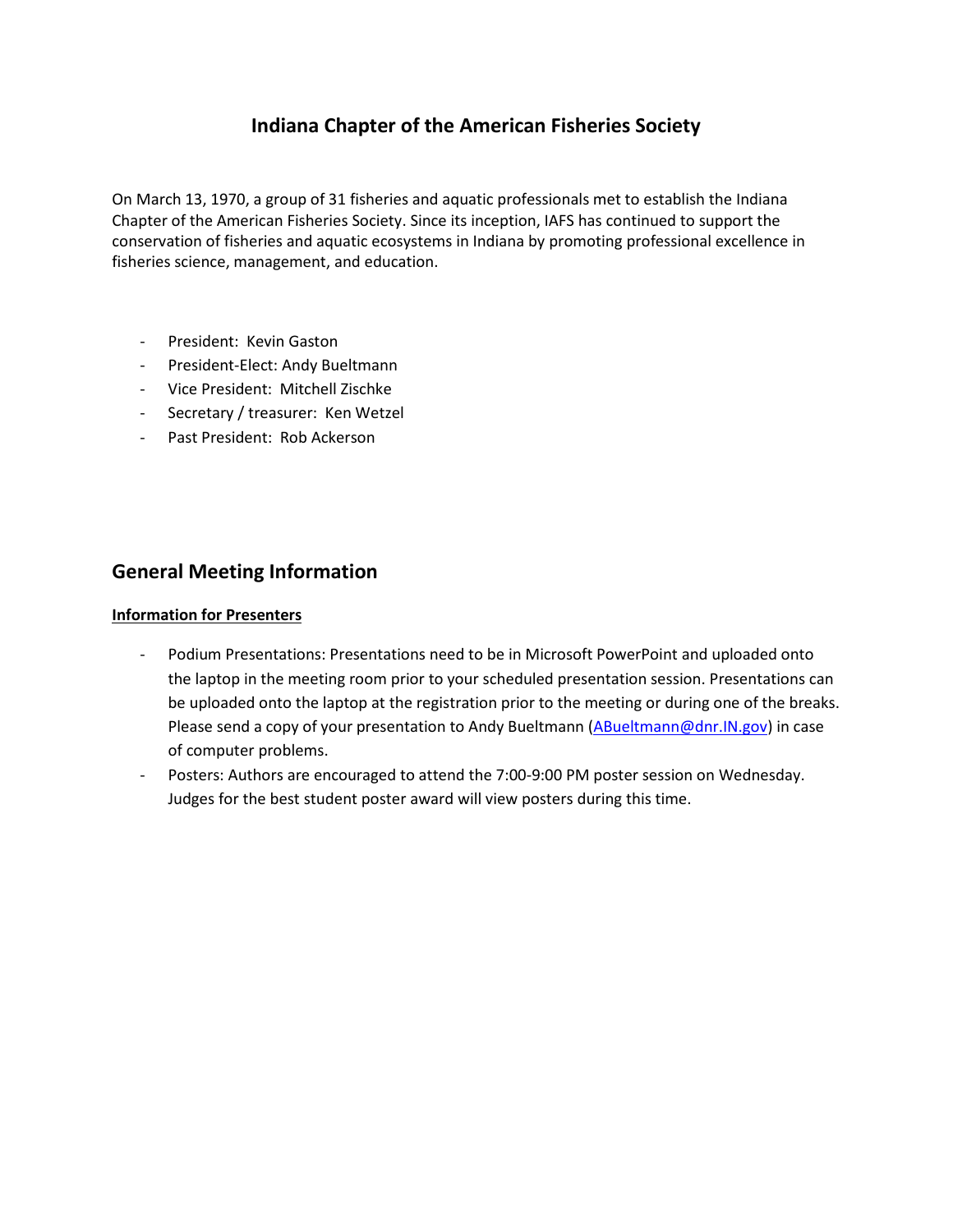# Indiana Chapter of the American Fisheries Society

On March 13, 1970, a group of 31 fisheries and aquatic professionals met to establish the Indiana Chapter of the American Fisheries Society. Since its inception, IAFS has continued to support the conservation of fisheries and aquatic ecosystems in Indiana by promoting professional excellence in fisheries science, management, and education.

- President: Kevin Gaston
- President-Elect: Andy Bueltmann
- Vice President: Mitchell Zischke
- Secretary / treasurer: Ken Wetzel
- Past President: Rob Ackerson

## General Meeting Information

**Information for Presenters**

- Podium Presentations: Presentations need to be in Microsoft PowerPoint and uploaded onto the laptop in the meeting room prior to your scheduled presentation session. Presentations can be uploaded onto the laptop at the registration prior to the meeting or during one of the breaks. Please send a copy of your presentation to Andy Bueltmann (ABueltmann@dnr.IN.gov) in case of computer problems.
- Posters: Authors are encouraged to attend the 7:00-9:00 PM poster session on Wednesday. Judges for the best student poster award will view posters during this time.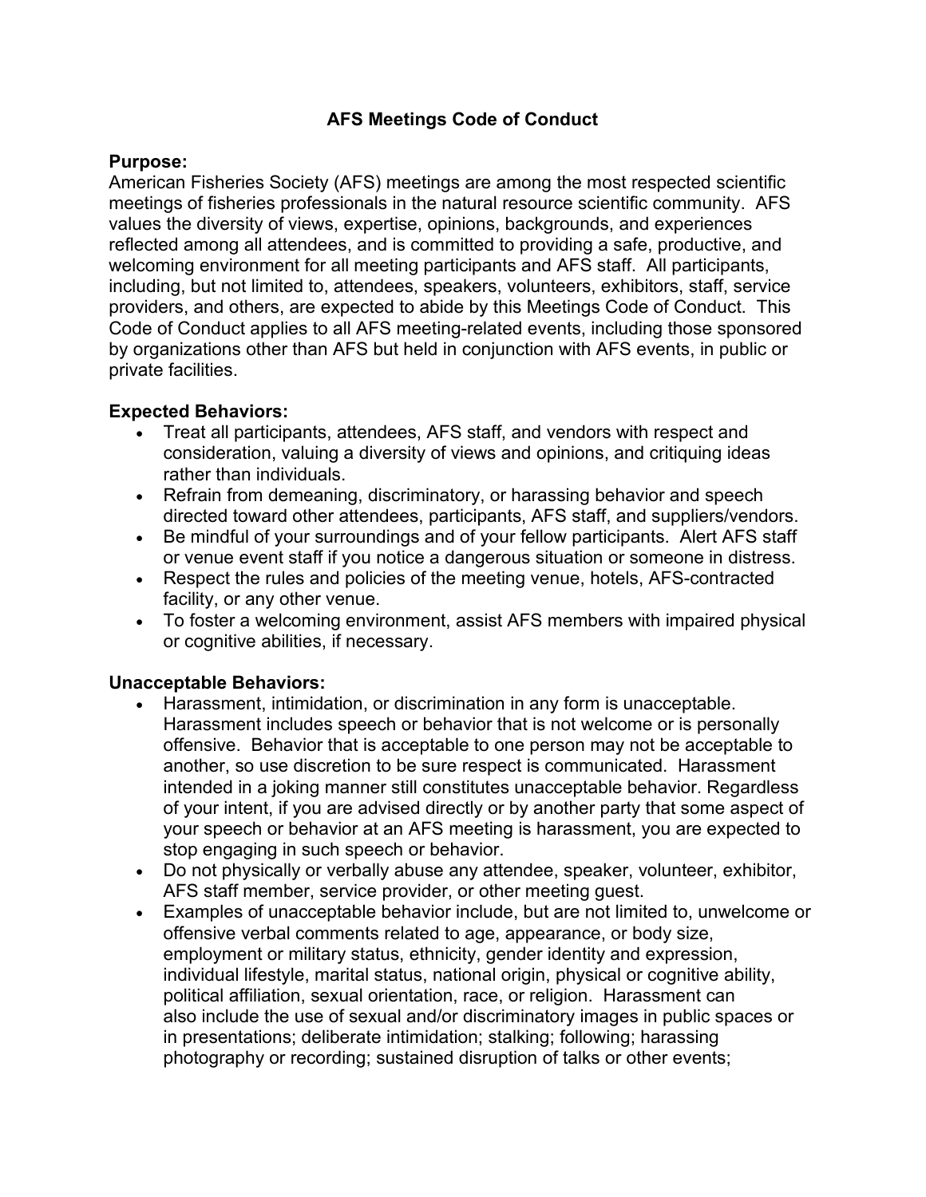# AFS Meetings Code of Conduct

**Purpose:**
American Fisheries Society (AFS) meetings are among the most respected scientific meetings of fisheries professionals in the natural resource scientific community. AFS values the diversity of views, expertise, opinions, backgrounds, and experiences reflected among all attendees, and is committed to providing a safe, productive, and welcoming environment for all meeting participants and AFS staff. All participants, including, but not limited to, attendees, speakers, volunteers, exhibitors, staff, service providers, and others, are expected to abide by this Meetings Code of Conduct. This Code of Conduct applies to all AFS meeting-related events, including those sponsored by organizations other than AFS but held in conjunction with AFS events, in public or private facilities.

**Expected Behaviors:**

- Treat all participants, attendees, AFS staff, and vendors with respect and consideration, valuing a diversity of views and opinions, and critiquing ideas rather than individuals.
- Refrain from demeaning, discriminatory, or harassing behavior and speech directed toward other attendees, participants, AFS staff, and suppliers/vendors.
- Be mindful of your surroundings and of your fellow participants. Alert AFS staff or venue event staff if you notice a dangerous situation or someone in distress.
- Respect the rules and policies of the meeting venue, hotels, AFS-contracted facility, or any other venue.
- To foster a welcoming environment, assist AFS members with impaired physical or cognitive abilities, if necessary.

**Unacceptable Behaviors:**

- Harassment, intimidation, or discrimination in any form is unacceptable. Harassment includes speech or behavior that is not welcome or is personally offensive. Behavior that is acceptable to one person may not be acceptable to another, so use discretion to be sure respect is communicated. Harassment intended in a joking manner still constitutes unacceptable behavior. Regardless of your intent, if you are advised directly or by another party that some aspect of your speech or behavior at an AFS meeting is harassment, you are expected to stop engaging in such speech or behavior.
- Do not physically or verbally abuse any attendee, speaker, volunteer, exhibitor, AFS staff member, service provider, or other meeting guest.
- Examples of unacceptable behavior include, but are not limited to, unwelcome or offensive verbal comments related to age, appearance, or body size, employment or military status, ethnicity, gender identity and expression, individual lifestyle, marital status, national origin, physical or cognitive ability, political affiliation, sexual orientation, race, or religion. Harassment can also include the use of sexual and/or discriminatory images in public spaces or in presentations; deliberate intimidation; stalking; following; harassing photography or recording; sustained disruption of talks or other events;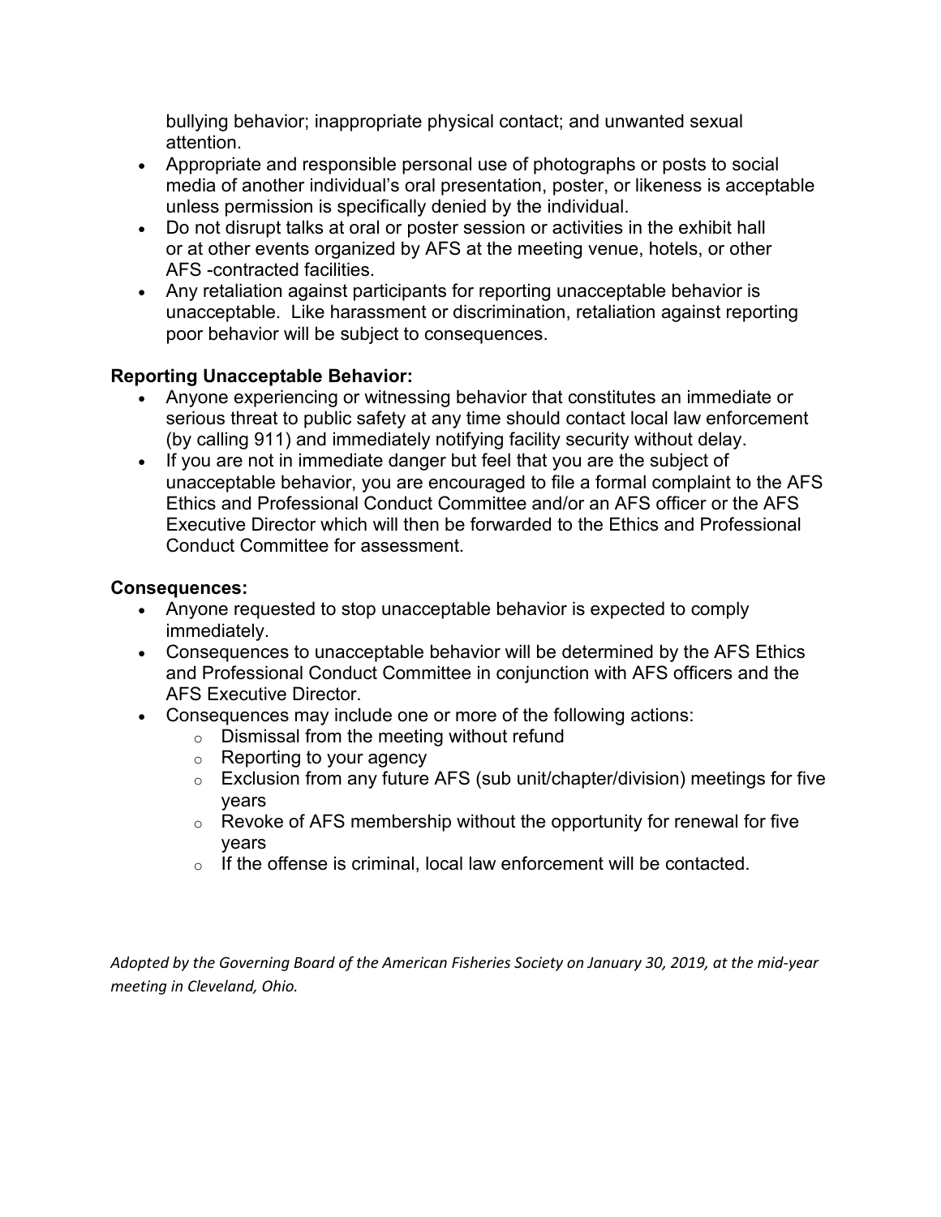bullying behavior; inappropriate physical contact; and unwanted sexual attention.

- Appropriate and responsible personal use of photographs or posts to social media of another individual's oral presentation, poster, or likeness is acceptable unless permission is specifically denied by the individual.
- Do not disrupt talks at oral or poster session or activities in the exhibit hall or at other events organized by AFS at the meeting venue, hotels, or other AFS -contracted facilities.
- Any retaliation against participants for reporting unacceptable behavior is unacceptable. Like harassment or discrimination, retaliation against reporting poor behavior will be subject to consequences.

**Reporting Unacceptable Behavior:**

- Anyone experiencing or witnessing behavior that constitutes an immediate or serious threat to public safety at any time should contact local law enforcement (by calling 911) and immediately notifying facility security without delay.
- If you are not in immediate danger but feel that you are the subject of unacceptable behavior, you are encouraged to file a formal complaint to the AFS Ethics and Professional Conduct Committee and/or an AFS officer or the AFS Executive Director which will then be forwarded to the Ethics and Professional Conduct Committee for assessment.

**Consequences:**

- Anyone requested to stop unacceptable behavior is expected to comply immediately.
- Consequences to unacceptable behavior will be determined by the AFS Ethics and Professional Conduct Committee in conjunction with AFS officers and the AFS Executive Director.
- Consequences may include one or more of the following actions:
  - Dismissal from the meeting without refund
  - Reporting to your agency
  - Exclusion from any future AFS (sub unit/chapter/division) meetings for five years
  - Revoke of AFS membership without the opportunity for renewal for five years
  - If the offense is criminal, local law enforcement will be contacted.

*Adopted by the Governing Board of the American Fisheries Society on January 30, 2019, at the mid-year meeting in Cleveland, Ohio.*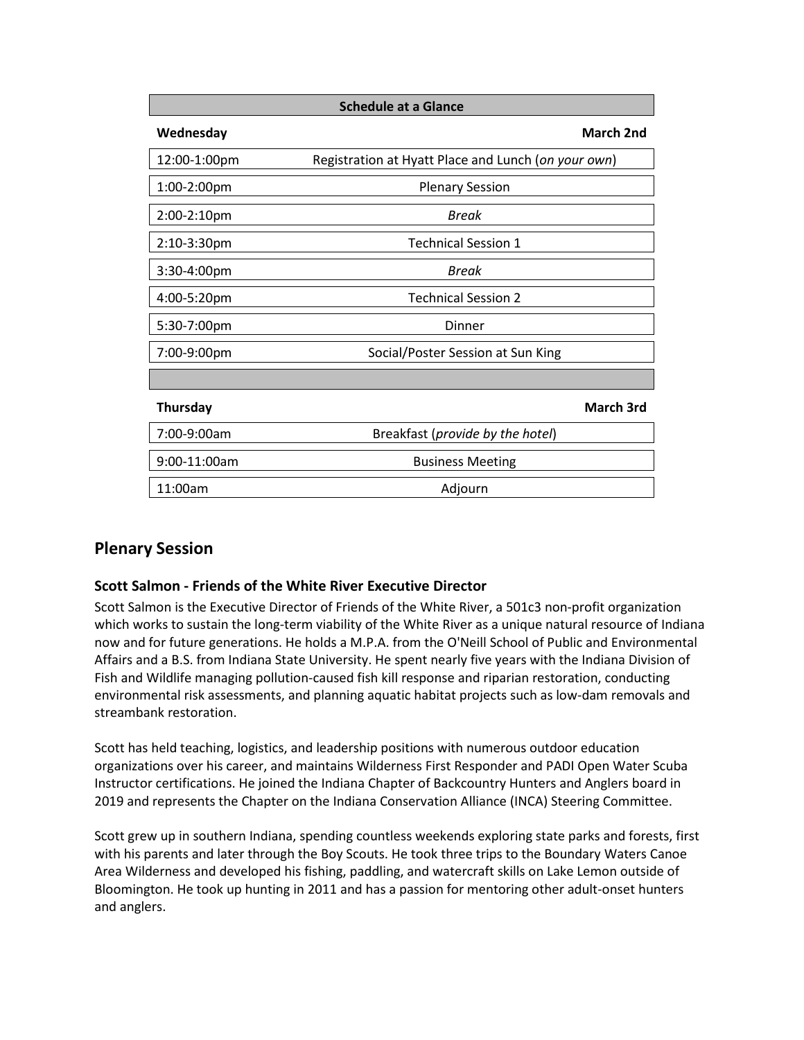| Schedule at a Glance | |
|---|---|
| **Wednesday** | **March 2nd** |
| 12:00-1:00pm | Registration at Hyatt Place and Lunch (*on your own*) |
| 1:00-2:00pm | Plenary Session |
| 2:00-2:10pm | *Break* |
| 2:10-3:30pm | Technical Session 1 |
| 3:30-4:00pm | *Break* |
| 4:00-5:20pm | Technical Session 2 |
| 5:30-7:00pm | Dinner |
| 7:00-9:00pm | Social/Poster Session at Sun King |
| | |
| **Thursday** | **March 3rd** |
| 7:00-9:00am | Breakfast (*provide by the hotel*) |
| 9:00-11:00am | Business Meeting |
| 11:00am | Adjourn |

## Plenary Session

### Scott Salmon - Friends of the White River Executive Director

Scott Salmon is the Executive Director of Friends of the White River, a 501c3 non-profit organization which works to sustain the long-term viability of the White River as a unique natural resource of Indiana now and for future generations. He holds a M.P.A. from the O'Neill School of Public and Environmental Affairs and a B.S. from Indiana State University. He spent nearly five years with the Indiana Division of Fish and Wildlife managing pollution-caused fish kill response and riparian restoration, conducting environmental risk assessments, and planning aquatic habitat projects such as low-dam removals and streambank restoration.

Scott has held teaching, logistics, and leadership positions with numerous outdoor education organizations over his career, and maintains Wilderness First Responder and PADI Open Water Scuba Instructor certifications. He joined the Indiana Chapter of Backcountry Hunters and Anglers board in 2019 and represents the Chapter on the Indiana Conservation Alliance (INCA) Steering Committee.

Scott grew up in southern Indiana, spending countless weekends exploring state parks and forests, first with his parents and later through the Boy Scouts. He took three trips to the Boundary Waters Canoe Area Wilderness and developed his fishing, paddling, and watercraft skills on Lake Lemon outside of Bloomington. He took up hunting in 2011 and has a passion for mentoring other adult-onset hunters and anglers.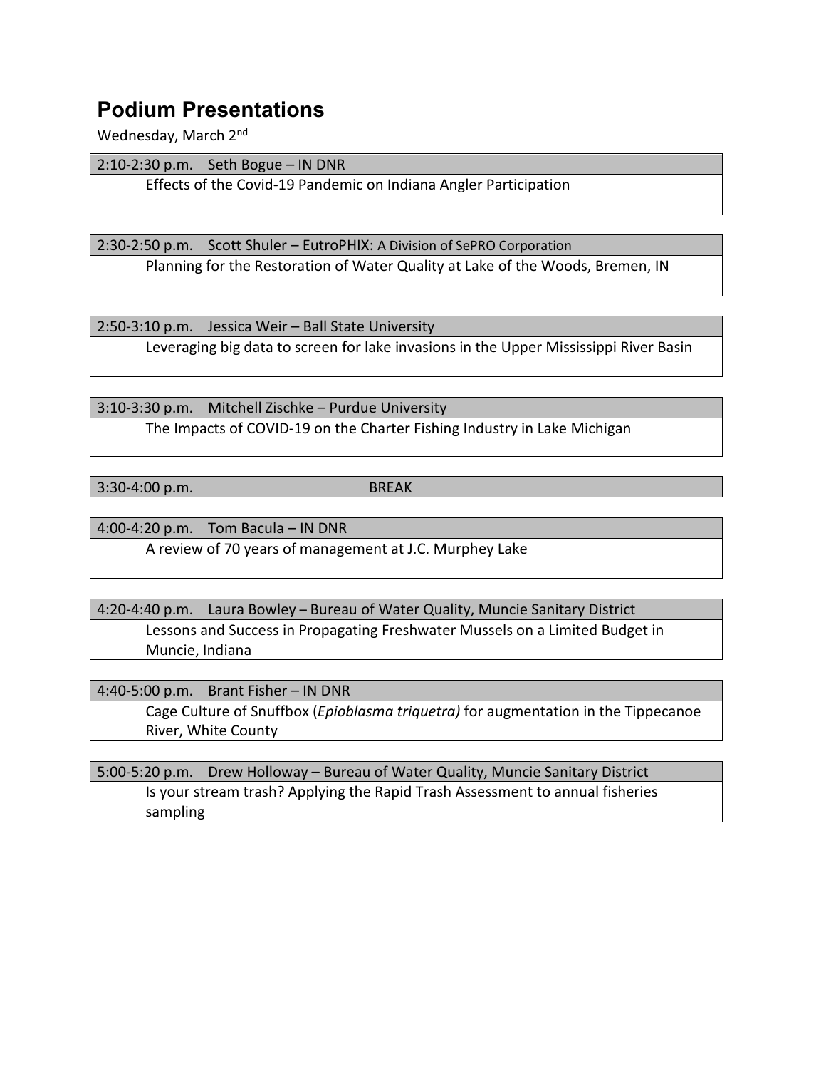## Podium Presentations

Wednesday, March 2nd

**2:10-2:30 p.m.** Seth Bogue – IN DNR
Effects of the Covid-19 Pandemic on Indiana Angler Participation

**2:30-2:50 p.m.** Scott Shuler – EutroPHIX: A Division of SePRO Corporation
Planning for the Restoration of Water Quality at Lake of the Woods, Bremen, IN

**2:50-3:10 p.m.** Jessica Weir – Ball State University
Leveraging big data to screen for lake invasions in the Upper Mississippi River Basin

**3:10-3:30 p.m.** Mitchell Zischke – Purdue University
The Impacts of COVID-19 on the Charter Fishing Industry in Lake Michigan

**3:30-4:00 p.m.** BREAK

**4:00-4:20 p.m.** Tom Bacula – IN DNR
A review of 70 years of management at J.C. Murphey Lake

**4:20-4:40 p.m.** Laura Bowley – Bureau of Water Quality, Muncie Sanitary District
Lessons and Success in Propagating Freshwater Mussels on a Limited Budget in Muncie, Indiana

**4:40-5:00 p.m.** Brant Fisher – IN DNR
Cage Culture of Snuffbox (*Epioblasma triquetra)* for augmentation in the Tippecanoe River, White County

**5:00-5:20 p.m.** Drew Holloway – Bureau of Water Quality, Muncie Sanitary District
Is your stream trash? Applying the Rapid Trash Assessment to annual fisheries sampling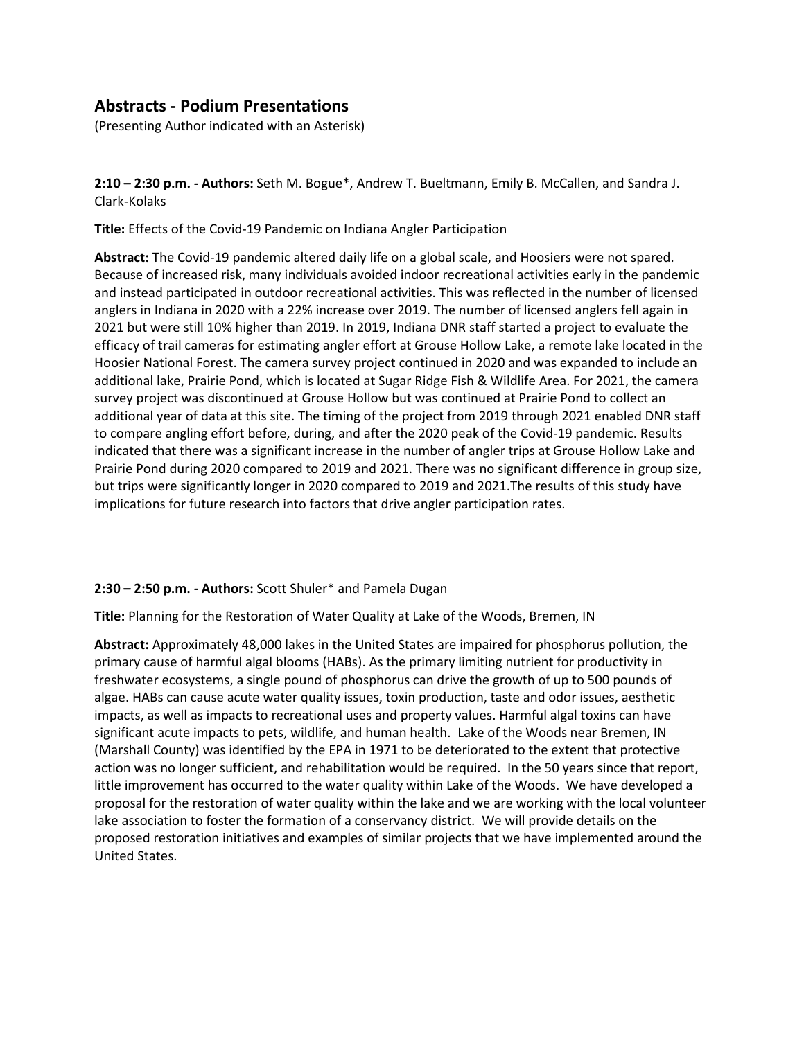## Abstracts - Podium Presentations

(Presenting Author indicated with an Asterisk)

**2:10 – 2:30 p.m. - Authors:** Seth M. Bogue*, Andrew T. Bueltmann, Emily B. McCallen, and Sandra J. Clark-Kolaks

**Title:** Effects of the Covid-19 Pandemic on Indiana Angler Participation

**Abstract:** The Covid-19 pandemic altered daily life on a global scale, and Hoosiers were not spared. Because of increased risk, many individuals avoided indoor recreational activities early in the pandemic and instead participated in outdoor recreational activities. This was reflected in the number of licensed anglers in Indiana in 2020 with a 22% increase over 2019. The number of licensed anglers fell again in 2021 but were still 10% higher than 2019. In 2019, Indiana DNR staff started a project to evaluate the efficacy of trail cameras for estimating angler effort at Grouse Hollow Lake, a remote lake located in the Hoosier National Forest. The camera survey project continued in 2020 and was expanded to include an additional lake, Prairie Pond, which is located at Sugar Ridge Fish & Wildlife Area. For 2021, the camera survey project was discontinued at Grouse Hollow but was continued at Prairie Pond to collect an additional year of data at this site. The timing of the project from 2019 through 2021 enabled DNR staff to compare angling effort before, during, and after the 2020 peak of the Covid-19 pandemic. Results indicated that there was a significant increase in the number of angler trips at Grouse Hollow Lake and Prairie Pond during 2020 compared to 2019 and 2021. There was no significant difference in group size, but trips were significantly longer in 2020 compared to 2019 and 2021.The results of this study have implications for future research into factors that drive angler participation rates.

**2:30 – 2:50 p.m. - Authors:** Scott Shuler* and Pamela Dugan

**Title:** Planning for the Restoration of Water Quality at Lake of the Woods, Bremen, IN

**Abstract:** Approximately 48,000 lakes in the United States are impaired for phosphorus pollution, the primary cause of harmful algal blooms (HABs). As the primary limiting nutrient for productivity in freshwater ecosystems, a single pound of phosphorus can drive the growth of up to 500 pounds of algae. HABs can cause acute water quality issues, toxin production, taste and odor issues, aesthetic impacts, as well as impacts to recreational uses and property values. Harmful algal toxins can have significant acute impacts to pets, wildlife, and human health. Lake of the Woods near Bremen, IN (Marshall County) was identified by the EPA in 1971 to be deteriorated to the extent that protective action was no longer sufficient, and rehabilitation would be required. In the 50 years since that report, little improvement has occurred to the water quality within Lake of the Woods. We have developed a proposal for the restoration of water quality within the lake and we are working with the local volunteer lake association to foster the formation of a conservancy district. We will provide details on the proposed restoration initiatives and examples of similar projects that we have implemented around the United States.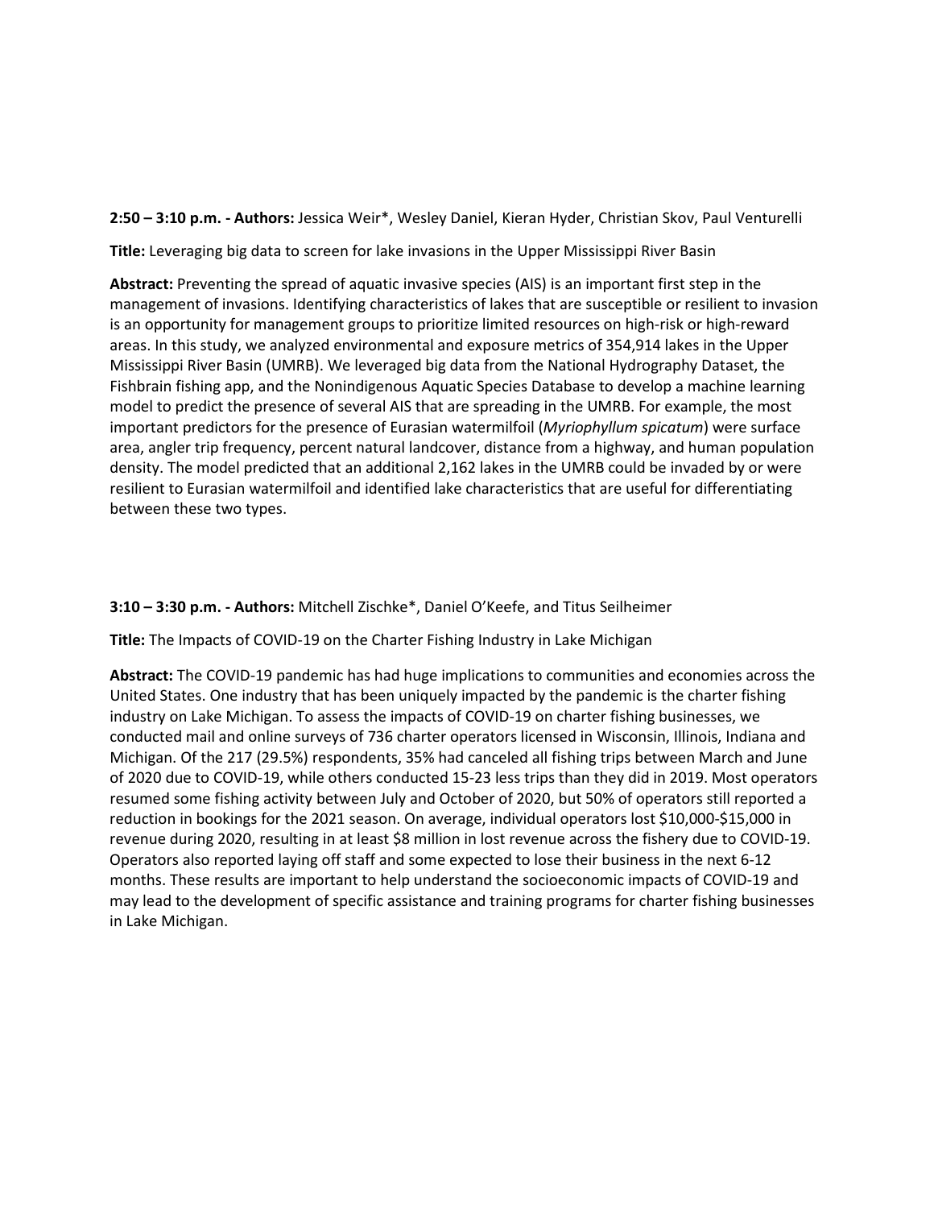**2:50 – 3:10 p.m. - Authors:** Jessica Weir*, Wesley Daniel, Kieran Hyder, Christian Skov, Paul Venturelli

**Title:** Leveraging big data to screen for lake invasions in the Upper Mississippi River Basin

**Abstract:** Preventing the spread of aquatic invasive species (AIS) is an important first step in the management of invasions. Identifying characteristics of lakes that are susceptible or resilient to invasion is an opportunity for management groups to prioritize limited resources on high-risk or high-reward areas. In this study, we analyzed environmental and exposure metrics of 354,914 lakes in the Upper Mississippi River Basin (UMRB). We leveraged big data from the National Hydrography Dataset, the Fishbrain fishing app, and the Nonindigenous Aquatic Species Database to develop a machine learning model to predict the presence of several AIS that are spreading in the UMRB. For example, the most important predictors for the presence of Eurasian watermilfoil (*Myriophyllum spicatum*) were surface area, angler trip frequency, percent natural landcover, distance from a highway, and human population density. The model predicted that an additional 2,162 lakes in the UMRB could be invaded by or were resilient to Eurasian watermilfoil and identified lake characteristics that are useful for differentiating between these two types.

**3:10 – 3:30 p.m. - Authors:** Mitchell Zischke*, Daniel O'Keefe, and Titus Seilheimer

**Title:** The Impacts of COVID-19 on the Charter Fishing Industry in Lake Michigan

**Abstract:** The COVID-19 pandemic has had huge implications to communities and economies across the United States. One industry that has been uniquely impacted by the pandemic is the charter fishing industry on Lake Michigan. To assess the impacts of COVID-19 on charter fishing businesses, we conducted mail and online surveys of 736 charter operators licensed in Wisconsin, Illinois, Indiana and Michigan. Of the 217 (29.5%) respondents, 35% had canceled all fishing trips between March and June of 2020 due to COVID-19, while others conducted 15-23 less trips than they did in 2019. Most operators resumed some fishing activity between July and October of 2020, but 50% of operators still reported a reduction in bookings for the 2021 season. On average, individual operators lost $10,000-$15,000 in revenue during 2020, resulting in at least $8 million in lost revenue across the fishery due to COVID-19. Operators also reported laying off staff and some expected to lose their business in the next 6-12 months. These results are important to help understand the socioeconomic impacts of COVID-19 and may lead to the development of specific assistance and training programs for charter fishing businesses in Lake Michigan.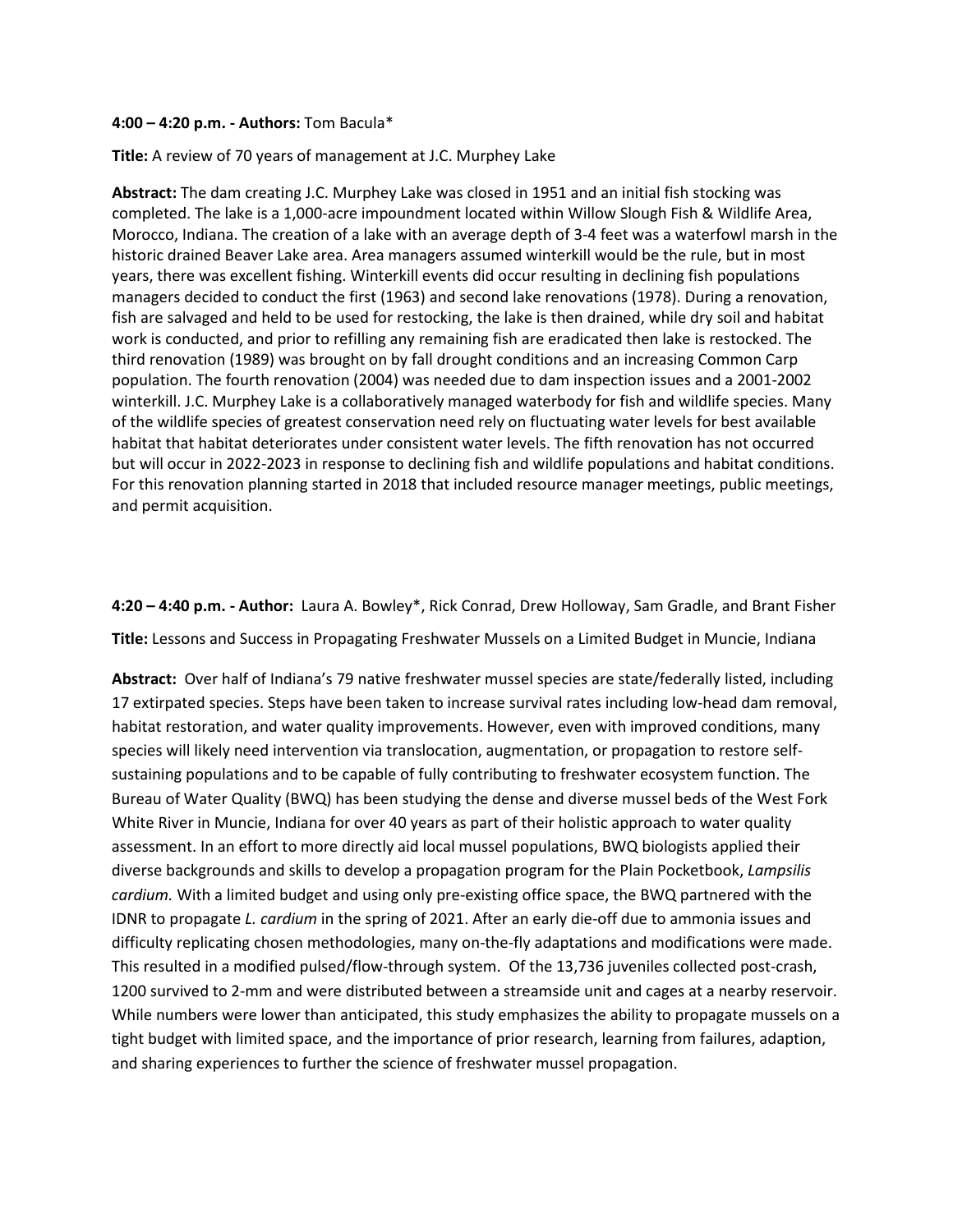**4:00 – 4:20 p.m. - Authors:** Tom Bacula*

**Title:** A review of 70 years of management at J.C. Murphey Lake

**Abstract:** The dam creating J.C. Murphey Lake was closed in 1951 and an initial fish stocking was completed. The lake is a 1,000-acre impoundment located within Willow Slough Fish & Wildlife Area, Morocco, Indiana. The creation of a lake with an average depth of 3-4 feet was a waterfowl marsh in the historic drained Beaver Lake area. Area managers assumed winterkill would be the rule, but in most years, there was excellent fishing. Winterkill events did occur resulting in declining fish populations managers decided to conduct the first (1963) and second lake renovations (1978). During a renovation, fish are salvaged and held to be used for restocking, the lake is then drained, while dry soil and habitat work is conducted, and prior to refilling any remaining fish are eradicated then lake is restocked. The third renovation (1989) was brought on by fall drought conditions and an increasing Common Carp population. The fourth renovation (2004) was needed due to dam inspection issues and a 2001-2002 winterkill. J.C. Murphey Lake is a collaboratively managed waterbody for fish and wildlife species. Many of the wildlife species of greatest conservation need rely on fluctuating water levels for best available habitat that habitat deteriorates under consistent water levels. The fifth renovation has not occurred but will occur in 2022-2023 in response to declining fish and wildlife populations and habitat conditions. For this renovation planning started in 2018 that included resource manager meetings, public meetings, and permit acquisition.

**4:20 – 4:40 p.m. - Author:** Laura A. Bowley*, Rick Conrad, Drew Holloway, Sam Gradle, and Brant Fisher

**Title:** Lessons and Success in Propagating Freshwater Mussels on a Limited Budget in Muncie, Indiana

**Abstract:** Over half of Indiana's 79 native freshwater mussel species are state/federally listed, including 17 extirpated species. Steps have been taken to increase survival rates including low-head dam removal, habitat restoration, and water quality improvements. However, even with improved conditions, many species will likely need intervention via translocation, augmentation, or propagation to restore self-sustaining populations and to be capable of fully contributing to freshwater ecosystem function. The Bureau of Water Quality (BWQ) has been studying the dense and diverse mussel beds of the West Fork White River in Muncie, Indiana for over 40 years as part of their holistic approach to water quality assessment. In an effort to more directly aid local mussel populations, BWQ biologists applied their diverse backgrounds and skills to develop a propagation program for the Plain Pocketbook, *Lampsilis cardium.* With a limited budget and using only pre-existing office space, the BWQ partnered with the IDNR to propagate *L. cardium* in the spring of 2021. After an early die-off due to ammonia issues and difficulty replicating chosen methodologies, many on-the-fly adaptations and modifications were made. This resulted in a modified pulsed/flow-through system. Of the 13,736 juveniles collected post-crash, 1200 survived to 2-mm and were distributed between a streamside unit and cages at a nearby reservoir. While numbers were lower than anticipated, this study emphasizes the ability to propagate mussels on a tight budget with limited space, and the importance of prior research, learning from failures, adaption, and sharing experiences to further the science of freshwater mussel propagation.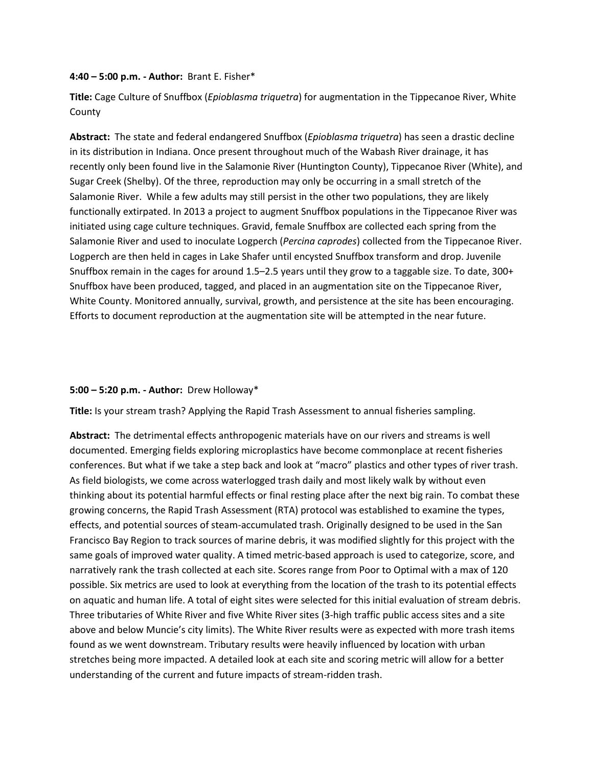**4:40 – 5:00 p.m. - Author:** Brant E. Fisher*

**Title:** Cage Culture of Snuffbox (*Epioblasma triquetra*) for augmentation in the Tippecanoe River, White County

**Abstract:** The state and federal endangered Snuffbox (*Epioblasma triquetra*) has seen a drastic decline in its distribution in Indiana. Once present throughout much of the Wabash River drainage, it has recently only been found live in the Salamonie River (Huntington County), Tippecanoe River (White), and Sugar Creek (Shelby). Of the three, reproduction may only be occurring in a small stretch of the Salamonie River. While a few adults may still persist in the other two populations, they are likely functionally extirpated. In 2013 a project to augment Snuffbox populations in the Tippecanoe River was initiated using cage culture techniques. Gravid, female Snuffbox are collected each spring from the Salamonie River and used to inoculate Logperch (*Percina caprodes*) collected from the Tippecanoe River. Logperch are then held in cages in Lake Shafer until encysted Snuffbox transform and drop. Juvenile Snuffbox remain in the cages for around 1.5–2.5 years until they grow to a taggable size. To date, 300+ Snuffbox have been produced, tagged, and placed in an augmentation site on the Tippecanoe River, White County. Monitored annually, survival, growth, and persistence at the site has been encouraging. Efforts to document reproduction at the augmentation site will be attempted in the near future.

**5:00 – 5:20 p.m. - Author:** Drew Holloway*

**Title:** Is your stream trash? Applying the Rapid Trash Assessment to annual fisheries sampling.

**Abstract:** The detrimental effects anthropogenic materials have on our rivers and streams is well documented. Emerging fields exploring microplastics have become commonplace at recent fisheries conferences. But what if we take a step back and look at "macro" plastics and other types of river trash. As field biologists, we come across waterlogged trash daily and most likely walk by without even thinking about its potential harmful effects or final resting place after the next big rain. To combat these growing concerns, the Rapid Trash Assessment (RTA) protocol was established to examine the types, effects, and potential sources of steam-accumulated trash. Originally designed to be used in the San Francisco Bay Region to track sources of marine debris, it was modified slightly for this project with the same goals of improved water quality. A timed metric-based approach is used to categorize, score, and narratively rank the trash collected at each site. Scores range from Poor to Optimal with a max of 120 possible. Six metrics are used to look at everything from the location of the trash to its potential effects on aquatic and human life. A total of eight sites were selected for this initial evaluation of stream debris. Three tributaries of White River and five White River sites (3-high traffic public access sites and a site above and below Muncie's city limits). The White River results were as expected with more trash items found as we went downstream. Tributary results were heavily influenced by location with urban stretches being more impacted. A detailed look at each site and scoring metric will allow for a better understanding of the current and future impacts of stream-ridden trash.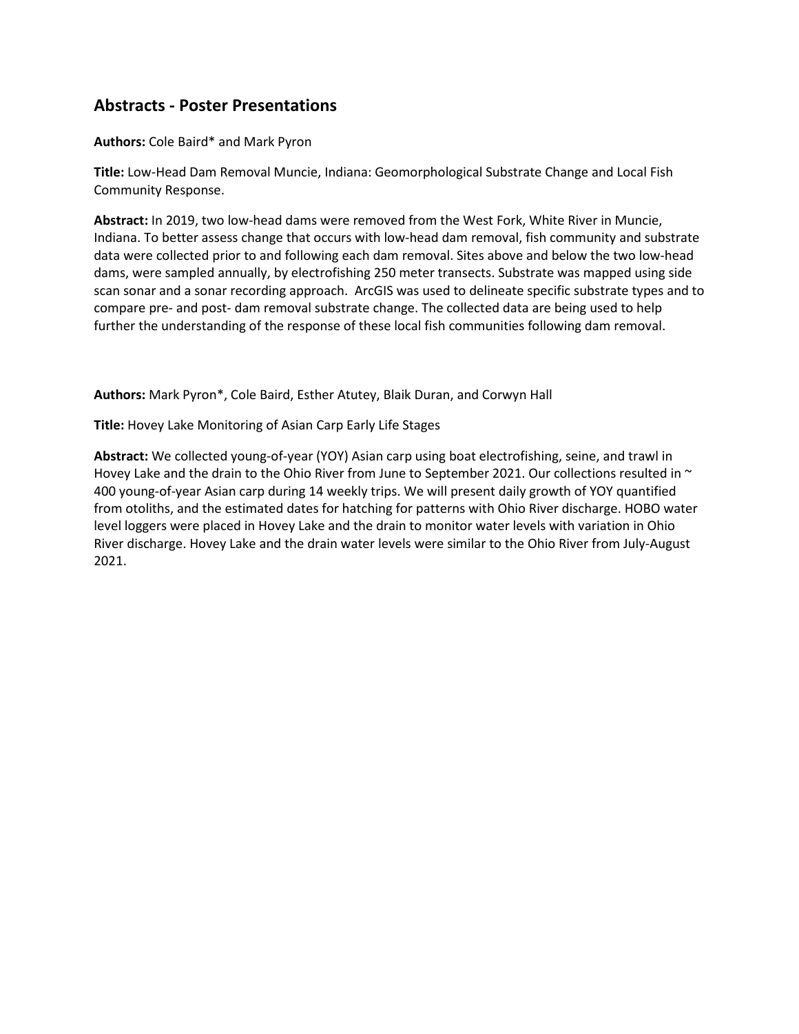## Abstracts - Poster Presentations

**Authors:** Cole Baird* and Mark Pyron

**Title:** Low-Head Dam Removal Muncie, Indiana: Geomorphological Substrate Change and Local Fish Community Response.

**Abstract:** In 2019, two low-head dams were removed from the West Fork, White River in Muncie, Indiana. To better assess change that occurs with low-head dam removal, fish community and substrate data were collected prior to and following each dam removal. Sites above and below the two low-head dams, were sampled annually, by electrofishing 250 meter transects. Substrate was mapped using side scan sonar and a sonar recording approach. ArcGIS was used to delineate specific substrate types and to compare pre- and post- dam removal substrate change. The collected data are being used to help further the understanding of the response of these local fish communities following dam removal.

**Authors:** Mark Pyron*, Cole Baird, Esther Atutey, Blaik Duran, and Corwyn Hall

**Title:** Hovey Lake Monitoring of Asian Carp Early Life Stages

**Abstract:** We collected young-of-year (YOY) Asian carp using boat electrofishing, seine, and trawl in Hovey Lake and the drain to the Ohio River from June to September 2021. Our collections resulted in ~ 400 young-of-year Asian carp during 14 weekly trips. We will present daily growth of YOY quantified from otoliths, and the estimated dates for hatching for patterns with Ohio River discharge. HOBO water level loggers were placed in Hovey Lake and the drain to monitor water levels with variation in Ohio River discharge. Hovey Lake and the drain water levels were similar to the Ohio River from July-August 2021.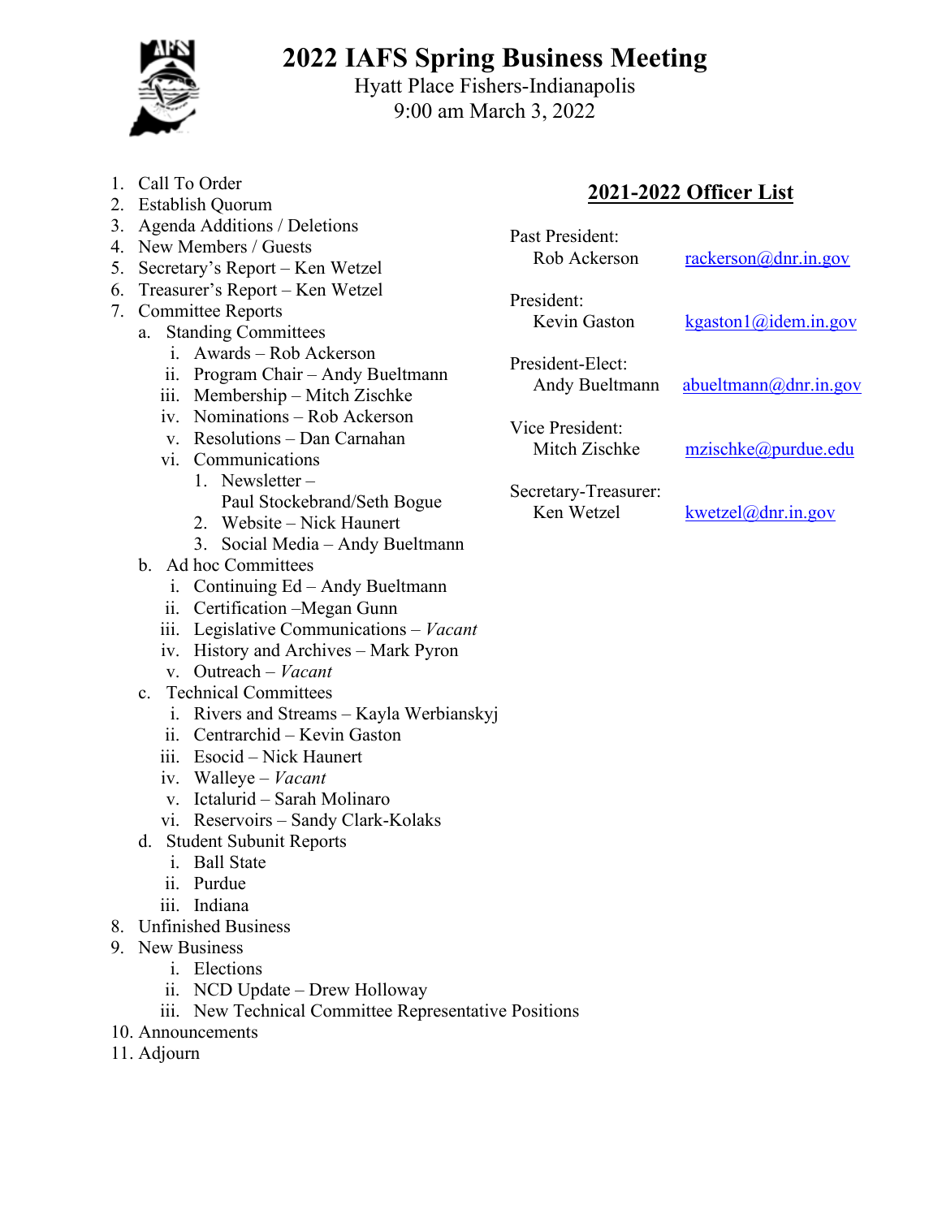# 2022 IAFS Spring Business Meeting

Hyatt Place Fishers-Indianapolis
9:00 am March 3, 2022

1. Call To Order
2. Establish Quorum
3. Agenda Additions / Deletions
4. New Members / Guests
5. Secretary's Report – Ken Wetzel
6. Treasurer's Report – Ken Wetzel
7. Committee Reports
   a. Standing Committees
      i. Awards – Rob Ackerson
      ii. Program Chair – Andy Bueltmann
      iii. Membership – Mitch Zischke
      iv. Nominations – Rob Ackerson
      v. Resolutions – Dan Carnahan
      vi. Communications
         1. Newsletter – Paul Stockebrand/Seth Bogue
         2. Website – Nick Haunert
         3. Social Media – Andy Bueltmann
   b. Ad hoc Committees
      i. Continuing Ed – Andy Bueltmann
      ii. Certification –Megan Gunn
      iii. Legislative Communications – *Vacant*
      iv. History and Archives – Mark Pyron
      v. Outreach – *Vacant*
   c. Technical Committees
      i. Rivers and Streams – Kayla Werbianskyj
      ii. Centrarchid – Kevin Gaston
      iii. Esocid – Nick Haunert
      iv. Walleye – *Vacant*
      v. Ictalurid – Sarah Molinaro
      vi. Reservoirs – Sandy Clark-Kolaks
   d. Student Subunit Reports
      i. Ball State
      ii. Purdue
      iii. Indiana
8. Unfinished Business
9. New Business
   i. Elections
   ii. NCD Update – Drew Holloway
   iii. New Technical Committee Representative Positions
10. Announcements
11. Adjourn

## 2021-2022 Officer List

Past President:
Rob Ackerson rackerson@dnr.in.gov

President:
Kevin Gaston kgaston1@idem.in.gov

President-Elect:
Andy Bueltmann abueltmann@dnr.in.gov

Vice President:
Mitch Zischke mzischke@purdue.edu

Secretary-Treasurer:
Ken Wetzel kwetzel@dnr.in.gov